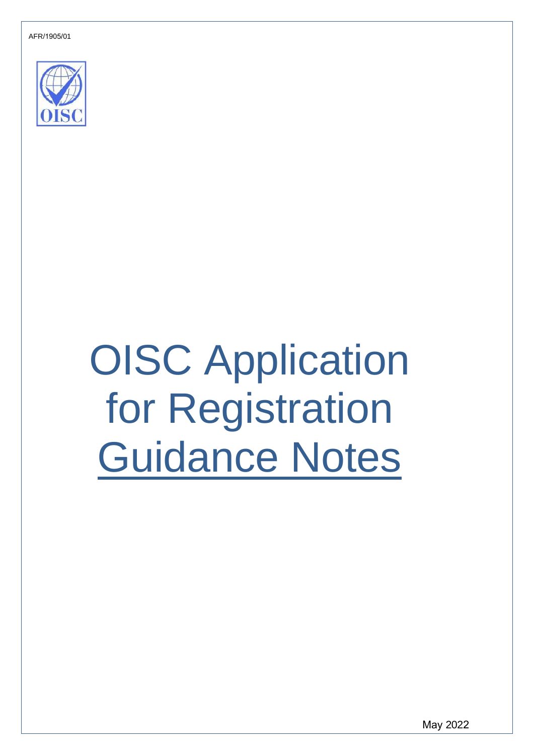AFR/1905/01

# OISC Application for Registration Guidance Notes

May 2022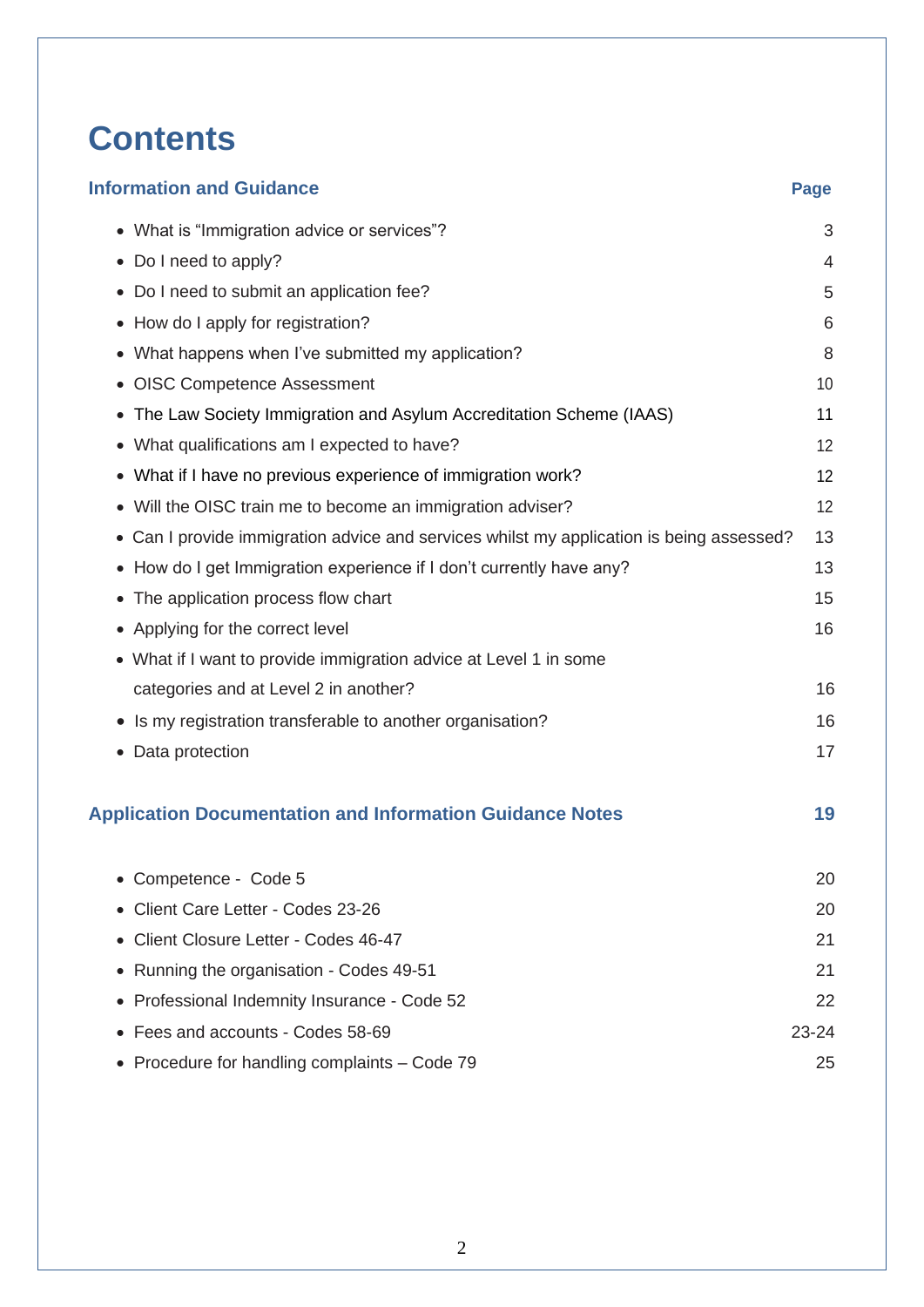# Contents

| Information and Guidance | Page |
| --- | --- |
| • What is "Immigration advice or services"? | 3 |
| • Do I need to apply? | 4 |
| • Do I need to submit an application fee? | 5 |
| • How do I apply for registration? | 6 |
| • What happens when I've submitted my application? | 8 |
| • OISC Competence Assessment | 10 |
| • The Law Society Immigration and Asylum Accreditation Scheme (IAAS) | 11 |
| • What qualifications am I expected to have? | 12 |
| • What if I have no previous experience of immigration work? | 12 |
| • Will the OISC train me to become an immigration adviser? | 12 |
| • Can I provide immigration advice and services whilst my application is being assessed? | 13 |
| • How do I get Immigration experience if I don't currently have any? | 13 |
| • The application process flow chart | 15 |
| • Applying for the correct level | 16 |
| • What if I want to provide immigration advice at Level 1 in some categories and at Level 2 in another? | 16 |
| • Is my registration transferable to another organisation? | 16 |
| • Data protection | 17 |

| Application Documentation and Information Guidance Notes | 19 |
| --- | --- |
| • Competence - Code 5 | 20 |
| • Client Care Letter - Codes 23-26 | 20 |
| • Client Closure Letter - Codes 46-47 | 21 |
| • Running the organisation - Codes 49-51 | 21 |
| • Professional Indemnity Insurance - Code 52 | 22 |
| • Fees and accounts - Codes 58-69 | 23-24 |
| • Procedure for handling complaints – Code 79 | 25 |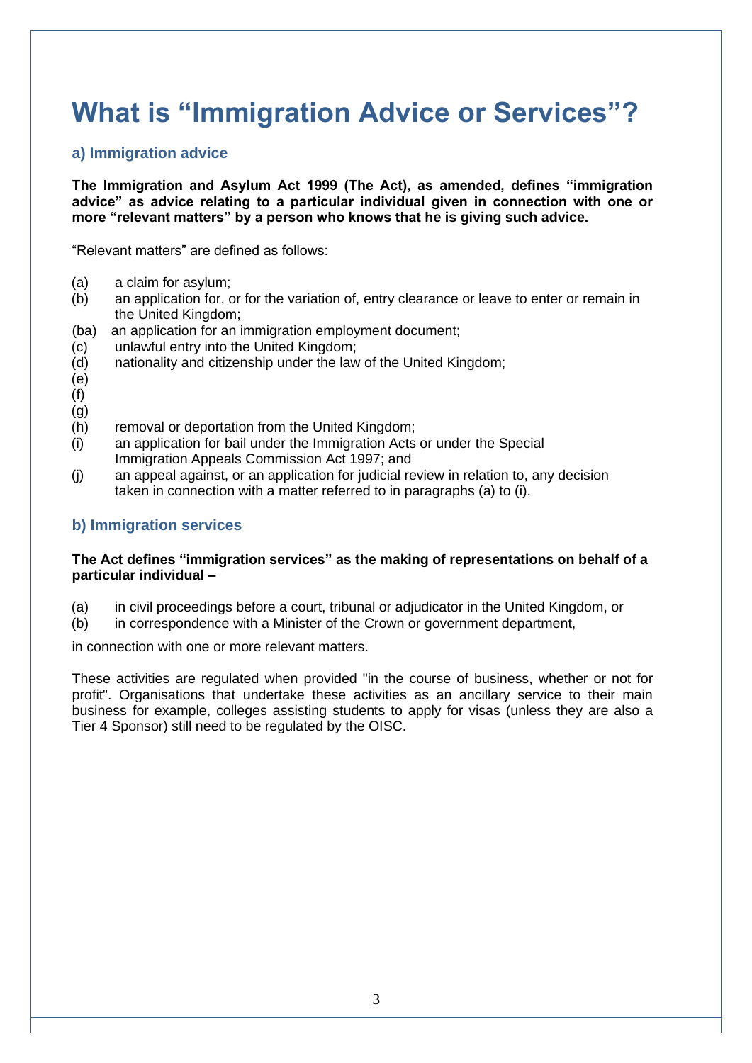# What is “Immigration Advice or Services”?

## a) Immigration advice

**The Immigration and Asylum Act 1999 (The Act), as amended, defines “immigration advice” as advice relating to a particular individual given in connection with one or more “relevant matters” by a person who knows that he is giving such advice.**

“Relevant matters” are defined as follows:

(a) a claim for asylum;
(b) an application for, or for the variation of, entry clearance or leave to enter or remain in the United Kingdom;
(ba) an application for an immigration employment document;
(c) unlawful entry into the United Kingdom;
(d) nationality and citizenship under the law of the United Kingdom;
(e)
(f)
(g)
(h) removal or deportation from the United Kingdom;
(i) an application for bail under the Immigration Acts or under the Special Immigration Appeals Commission Act 1997; and
(j) an appeal against, or an application for judicial review in relation to, any decision taken in connection with a matter referred to in paragraphs (a) to (i).

## b) Immigration services

**The Act defines “immigration services” as the making of representations on behalf of a particular individual –**

(a) in civil proceedings before a court, tribunal or adjudicator in the United Kingdom, or
(b) in correspondence with a Minister of the Crown or government department,

in connection with one or more relevant matters.

These activities are regulated when provided "in the course of business, whether or not for profit". Organisations that undertake these activities as an ancillary service to their main business for example, colleges assisting students to apply for visas (unless they are also a Tier 4 Sponsor) still need to be regulated by the OISC.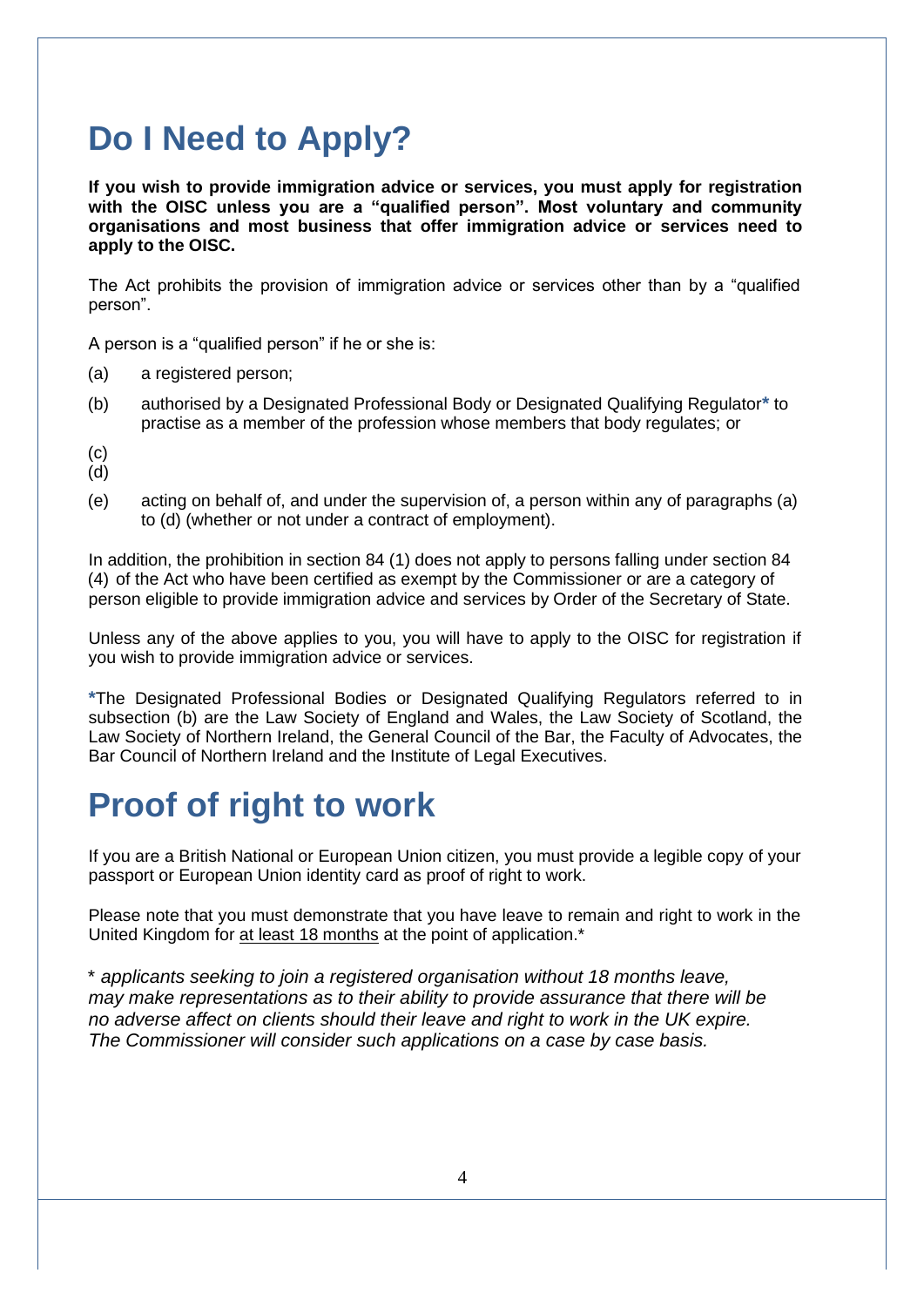# Do I Need to Apply?

**If you wish to provide immigration advice or services, you must apply for registration with the OISC unless you are a "qualified person". Most voluntary and community organisations and most business that offer immigration advice or services need to apply to the OISC.**

The Act prohibits the provision of immigration advice or services other than by a "qualified person".

A person is a "qualified person" if he or she is:

(a) a registered person;

(b) authorised by a Designated Professional Body or Designated Qualifying Regulator* to practise as a member of the profession whose members that body regulates; or

(c)

(d)

(e) acting on behalf of, and under the supervision of, a person within any of paragraphs (a) to (d) (whether or not under a contract of employment).

In addition, the prohibition in section 84 (1) does not apply to persons falling under section 84 (4) of the Act who have been certified as exempt by the Commissioner or are a category of person eligible to provide immigration advice and services by Order of the Secretary of State.

Unless any of the above applies to you, you will have to apply to the OISC for registration if you wish to provide immigration advice or services.

*The Designated Professional Bodies or Designated Qualifying Regulators referred to in subsection (b) are the Law Society of England and Wales, the Law Society of Scotland, the Law Society of Northern Ireland, the General Council of the Bar, the Faculty of Advocates, the Bar Council of Northern Ireland and the Institute of Legal Executives.

# Proof of right to work

If you are a British National or European Union citizen, you must provide a legible copy of your passport or European Union identity card as proof of right to work.

Please note that you must demonstrate that you have leave to remain and right to work in the United Kingdom for <u>at least 18 months</u> at the point of application.*

* *applicants seeking to join a registered organisation without 18 months leave, may make representations as to their ability to provide assurance that there will be no adverse affect on clients should their leave and right to work in the UK expire. The Commissioner will consider such applications on a case by case basis.*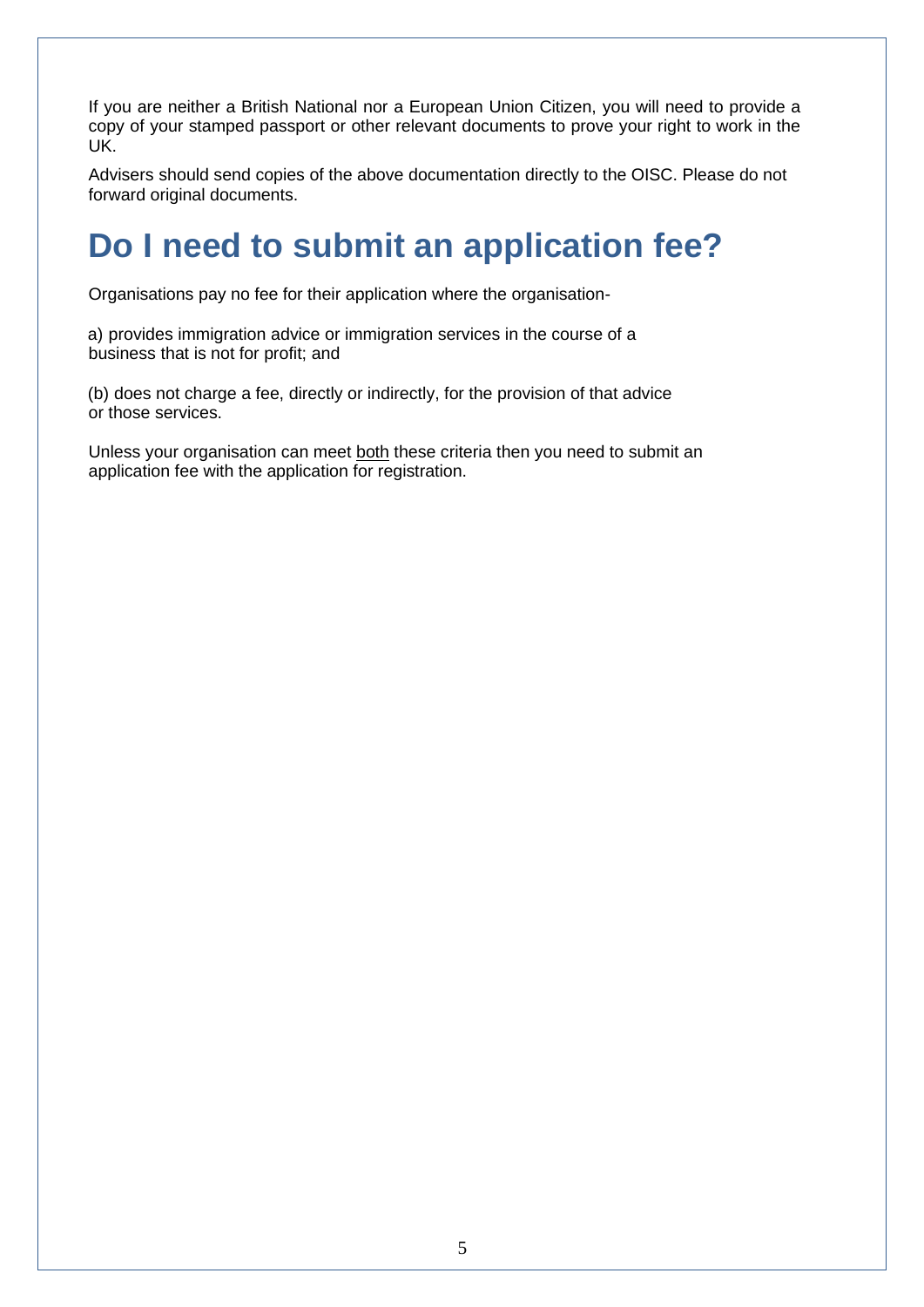If you are neither a British National nor a European Union Citizen, you will need to provide a copy of your stamped passport or other relevant documents to prove your right to work in the UK.

Advisers should send copies of the above documentation directly to the OISC. Please do not forward original documents.

# Do I need to submit an application fee?

Organisations pay no fee for their application where the organisation-

a) provides immigration advice or immigration services in the course of a business that is not for profit; and

(b) does not charge a fee, directly or indirectly, for the provision of that advice or those services.

Unless your organisation can meet <u>both</u> these criteria then you need to submit an application fee with the application for registration.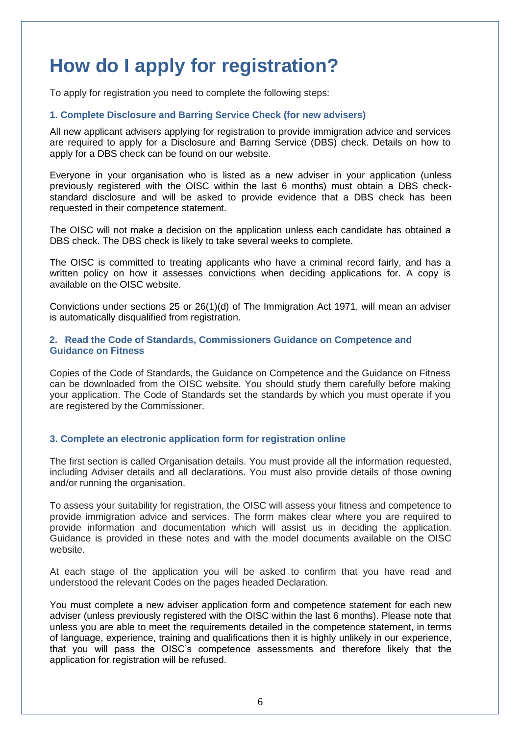# How do I apply for registration?

To apply for registration you need to complete the following steps:

### 1. Complete Disclosure and Barring Service Check (for new advisers)

All new applicant advisers applying for registration to provide immigration advice and services are required to apply for a Disclosure and Barring Service (DBS) check. Details on how to apply for a DBS check can be found on our website.

Everyone in your organisation who is listed as a new adviser in your application (unless previously registered with the OISC within the last 6 months) must obtain a DBS check-standard disclosure and will be asked to provide evidence that a DBS check has been requested in their competence statement.

The OISC will not make a decision on the application unless each candidate has obtained a DBS check. The DBS check is likely to take several weeks to complete.

The OISC is committed to treating applicants who have a criminal record fairly, and has a written policy on how it assesses convictions when deciding applications for. A copy is available on the OISC website.

Convictions under sections 25 or 26(1)(d) of The Immigration Act 1971, will mean an adviser is automatically disqualified from registration.

### 2. Read the Code of Standards, Commissioners Guidance on Competence and Guidance on Fitness

Copies of the Code of Standards, the Guidance on Competence and the Guidance on Fitness can be downloaded from the OISC website. You should study them carefully before making your application. The Code of Standards set the standards by which you must operate if you are registered by the Commissioner.

### 3. Complete an electronic application form for registration online

The first section is called Organisation details. You must provide all the information requested, including Adviser details and all declarations. You must also provide details of those owning and/or running the organisation.

To assess your suitability for registration, the OISC will assess your fitness and competence to provide immigration advice and services. The form makes clear where you are required to provide information and documentation which will assist us in deciding the application. Guidance is provided in these notes and with the model documents available on the OISC website.

At each stage of the application you will be asked to confirm that you have read and understood the relevant Codes on the pages headed Declaration.

You must complete a new adviser application form and competence statement for each new adviser (unless previously registered with the OISC within the last 6 months). Please note that unless you are able to meet the requirements detailed in the competence statement, in terms of language, experience, training and qualifications then it is highly unlikely in our experience, that you will pass the OISC's competence assessments and therefore likely that the application for registration will be refused.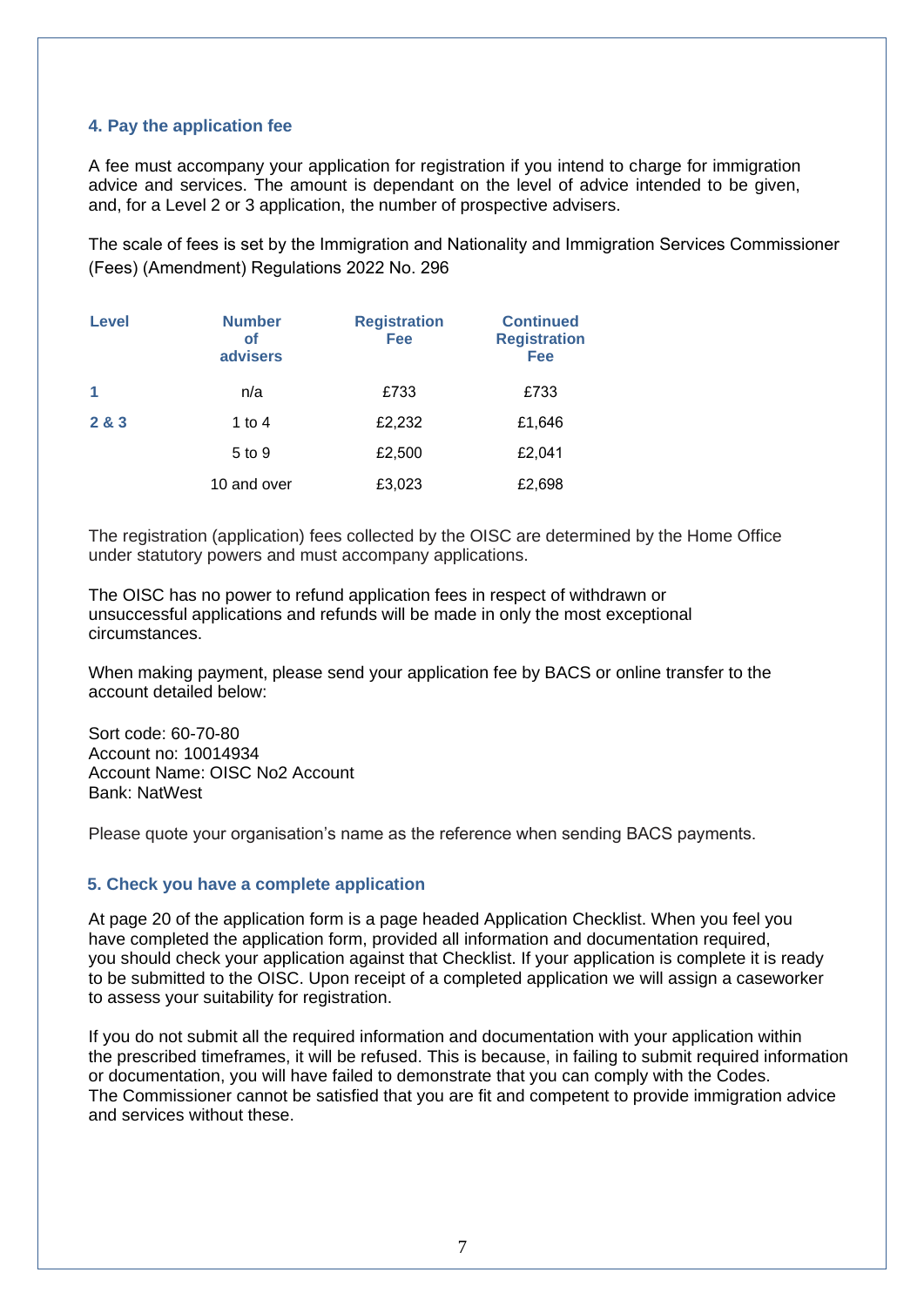### 4. Pay the application fee

A fee must accompany your application for registration if you intend to charge for immigration advice and services. The amount is dependant on the level of advice intended to be given, and, for a Level 2 or 3 application, the number of prospective advisers.

The scale of fees is set by the Immigration and Nationality and Immigration Services Commissioner (Fees) (Amendment) Regulations 2022 No. 296

| Level | Number of advisers | Registration Fee | Continued Registration Fee |
|---|---|---|---|
| **1** | n/a | £733 | £733 |
| **2 & 3** | 1 to 4 | £2,232 | £1,646 |
| | 5 to 9 | £2,500 | £2,041 |
| | 10 and over | £3,023 | £2,698 |

The registration (application) fees collected by the OISC are determined by the Home Office under statutory powers and must accompany applications.

The OISC has no power to refund application fees in respect of withdrawn or unsuccessful applications and refunds will be made in only the most exceptional circumstances.

When making payment, please send your application fee by BACS or online transfer to the account detailed below:

Sort code: 60-70-80
Account no: 10014934
Account Name: OISC No2 Account
Bank: NatWest

Please quote your organisation's name as the reference when sending BACS payments.

### 5. Check you have a complete application

At page 20 of the application form is a page headed Application Checklist. When you feel you have completed the application form, provided all information and documentation required, you should check your application against that Checklist. If your application is complete it is ready to be submitted to the OISC. Upon receipt of a completed application we will assign a caseworker to assess your suitability for registration.

If you do not submit all the required information and documentation with your application within the prescribed timeframes, it will be refused. This is because, in failing to submit required information or documentation, you will have failed to demonstrate that you can comply with the Codes. The Commissioner cannot be satisfied that you are fit and competent to provide immigration advice and services without these.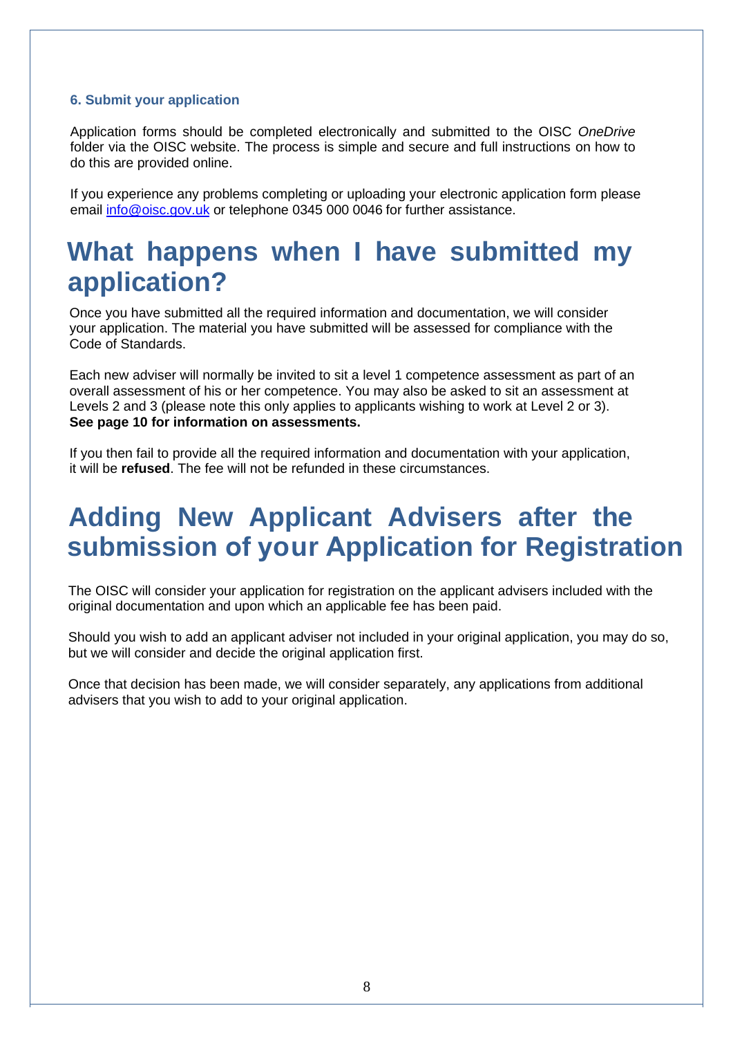### 6. Submit your application

Application forms should be completed electronically and submitted to the OISC *OneDrive* folder via the OISC website. The process is simple and secure and full instructions on how to do this are provided online.

If you experience any problems completing or uploading your electronic application form please email [info@oisc.gov.uk](mailto:info@oisc.gov.uk) or telephone 0345 000 0046 for further assistance.

# What happens when I have submitted my application?

Once you have submitted all the required information and documentation, we will consider your application. The material you have submitted will be assessed for compliance with the Code of Standards.

Each new adviser will normally be invited to sit a level 1 competence assessment as part of an overall assessment of his or her competence. You may also be asked to sit an assessment at Levels 2 and 3 (please note this only applies to applicants wishing to work at Level 2 or 3). **See page 10 for information on assessments.**

If you then fail to provide all the required information and documentation with your application, it will be **refused**. The fee will not be refunded in these circumstances.

# Adding New Applicant Advisers after the submission of your Application for Registration

The OISC will consider your application for registration on the applicant advisers included with the original documentation and upon which an applicable fee has been paid.

Should you wish to add an applicant adviser not included in your original application, you may do so, but we will consider and decide the original application first.

Once that decision has been made, we will consider separately, any applications from additional advisers that you wish to add to your original application.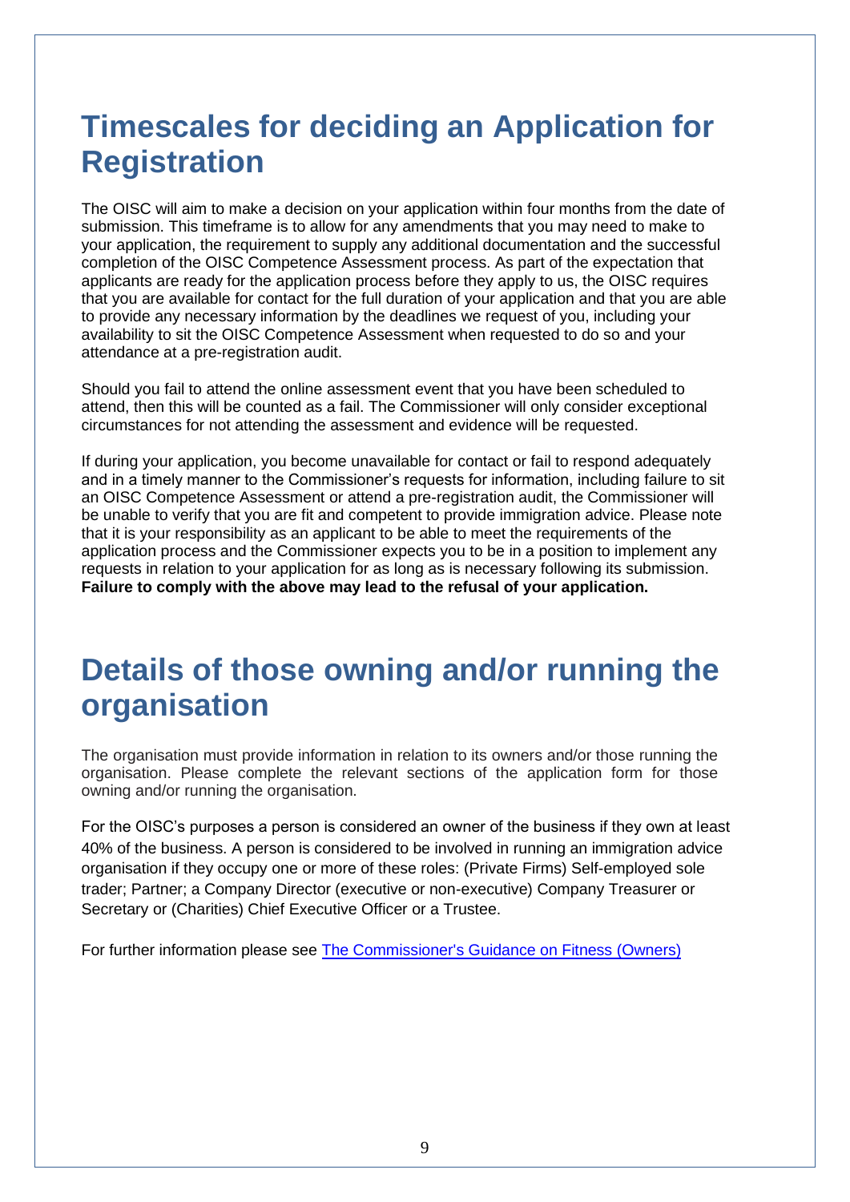# Timescales for deciding an Application for Registration

The OISC will aim to make a decision on your application within four months from the date of submission. This timeframe is to allow for any amendments that you may need to make to your application, the requirement to supply any additional documentation and the successful completion of the OISC Competence Assessment process. As part of the expectation that applicants are ready for the application process before they apply to us, the OISC requires that you are available for contact for the full duration of your application and that you are able to provide any necessary information by the deadlines we request of you, including your availability to sit the OISC Competence Assessment when requested to do so and your attendance at a pre-registration audit.

Should you fail to attend the online assessment event that you have been scheduled to attend, then this will be counted as a fail. The Commissioner will only consider exceptional circumstances for not attending the assessment and evidence will be requested.

If during your application, you become unavailable for contact or fail to respond adequately and in a timely manner to the Commissioner's requests for information, including failure to sit an OISC Competence Assessment or attend a pre-registration audit, the Commissioner will be unable to verify that you are fit and competent to provide immigration advice. Please note that it is your responsibility as an applicant to be able to meet the requirements of the application process and the Commissioner expects you to be in a position to implement any requests in relation to your application for as long as is necessary following its submission. **Failure to comply with the above may lead to the refusal of your application.**

# Details of those owning and/or running the organisation

The organisation must provide information in relation to its owners and/or those running the organisation. Please complete the relevant sections of the application form for those owning and/or running the organisation.

For the OISC's purposes a person is considered an owner of the business if they own at least 40% of the business. A person is considered to be involved in running an immigration advice organisation if they occupy one or more of these roles: (Private Firms) Self-employed sole trader; Partner; a Company Director (executive or non-executive) Company Treasurer or Secretary or (Charities) Chief Executive Officer or a Trustee.

For further information please see [The Commissioner's Guidance on Fitness (Owners)]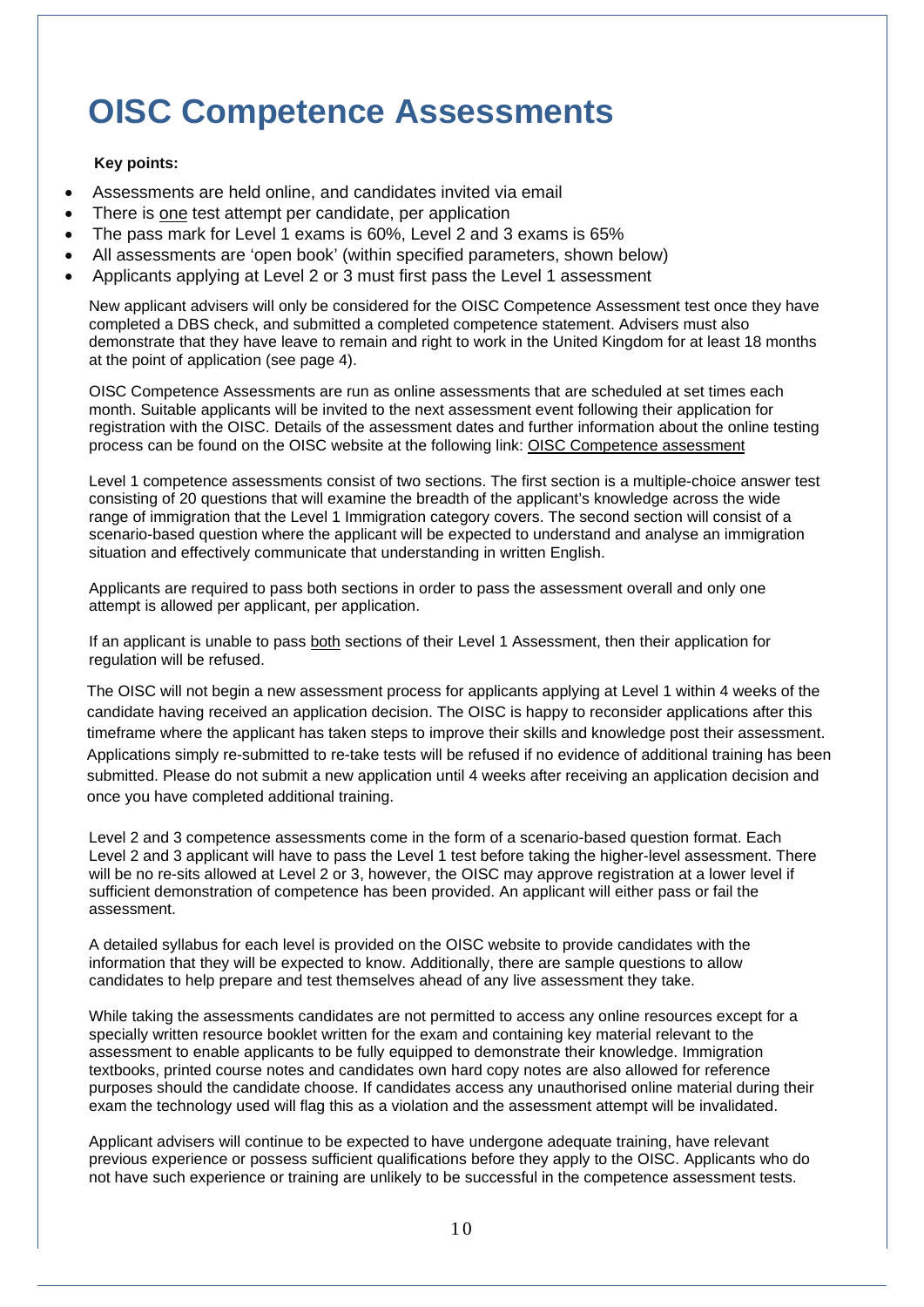# OISC Competence Assessments

**Key points:**

- Assessments are held online, and candidates invited via email
- There is one test attempt per candidate, per application
- The pass mark for Level 1 exams is 60%, Level 2 and 3 exams is 65%
- All assessments are 'open book' (within specified parameters, shown below)
- Applicants applying at Level 2 or 3 must first pass the Level 1 assessment

New applicant advisers will only be considered for the OISC Competence Assessment test once they have completed a DBS check, and submitted a completed competence statement. Advisers must also demonstrate that they have leave to remain and right to work in the United Kingdom for at least 18 months at the point of application (see page 4).

OISC Competence Assessments are run as online assessments that are scheduled at set times each month. Suitable applicants will be invited to the next assessment event following their application for registration with the OISC. Details of the assessment dates and further information about the online testing process can be found on the OISC website at the following link: OISC Competence assessment

Level 1 competence assessments consist of two sections. The first section is a multiple-choice answer test consisting of 20 questions that will examine the breadth of the applicant's knowledge across the wide range of immigration that the Level 1 Immigration category covers. The second section will consist of a scenario-based question where the applicant will be expected to understand and analyse an immigration situation and effectively communicate that understanding in written English.

Applicants are required to pass both sections in order to pass the assessment overall and only one attempt is allowed per applicant, per application.

If an applicant is unable to pass both sections of their Level 1 Assessment, then their application for regulation will be refused.

The OISC will not begin a new assessment process for applicants applying at Level 1 within 4 weeks of the candidate having received an application decision. The OISC is happy to reconsider applications after this timeframe where the applicant has taken steps to improve their skills and knowledge post their assessment. Applications simply re-submitted to re-take tests will be refused if no evidence of additional training has been submitted. Please do not submit a new application until 4 weeks after receiving an application decision and once you have completed additional training.

Level 2 and 3 competence assessments come in the form of a scenario-based question format. Each Level 2 and 3 applicant will have to pass the Level 1 test before taking the higher-level assessment. There will be no re-sits allowed at Level 2 or 3, however, the OISC may approve registration at a lower level if sufficient demonstration of competence has been provided. An applicant will either pass or fail the assessment.

A detailed syllabus for each level is provided on the OISC website to provide candidates with the information that they will be expected to know. Additionally, there are sample questions to allow candidates to help prepare and test themselves ahead of any live assessment they take.

While taking the assessments candidates are not permitted to access any online resources except for a specially written resource booklet written for the exam and containing key material relevant to the assessment to enable applicants to be fully equipped to demonstrate their knowledge. Immigration textbooks, printed course notes and candidates own hard copy notes are also allowed for reference purposes should the candidate choose. If candidates access any unauthorised online material during their exam the technology used will flag this as a violation and the assessment attempt will be invalidated.

Applicant advisers will continue to be expected to have undergone adequate training, have relevant previous experience or possess sufficient qualifications before they apply to the OISC. Applicants who do not have such experience or training are unlikely to be successful in the competence assessment tests.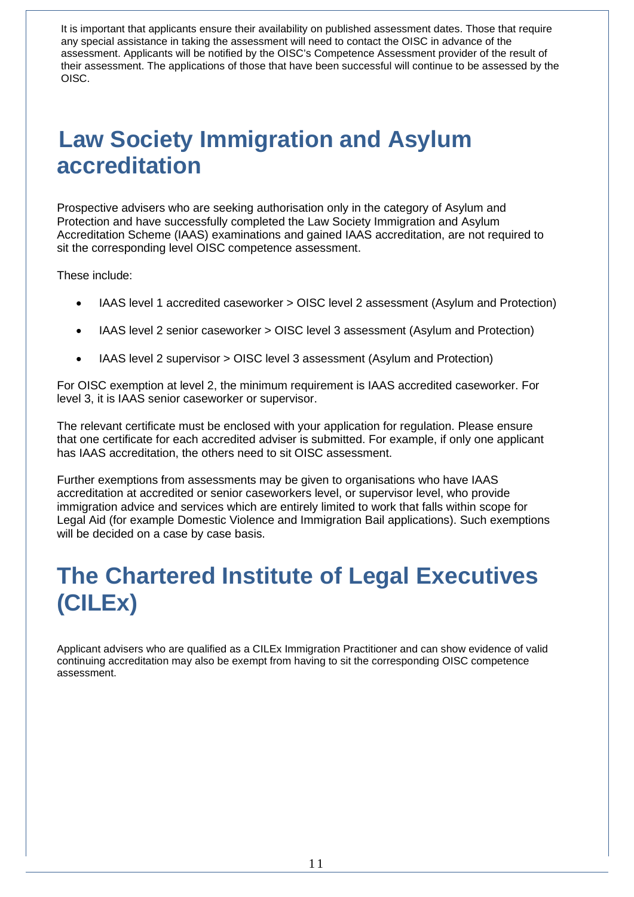It is important that applicants ensure their availability on published assessment dates. Those that require any special assistance in taking the assessment will need to contact the OISC in advance of the assessment. Applicants will be notified by the OISC's Competence Assessment provider of the result of their assessment. The applications of those that have been successful will continue to be assessed by the OISC.

# Law Society Immigration and Asylum accreditation

Prospective advisers who are seeking authorisation only in the category of Asylum and Protection and have successfully completed the Law Society Immigration and Asylum Accreditation Scheme (IAAS) examinations and gained IAAS accreditation, are not required to sit the corresponding level OISC competence assessment.

These include:

- IAAS level 1 accredited caseworker > OISC level 2 assessment (Asylum and Protection)
- IAAS level 2 senior caseworker > OISC level 3 assessment (Asylum and Protection)
- IAAS level 2 supervisor > OISC level 3 assessment (Asylum and Protection)

For OISC exemption at level 2, the minimum requirement is IAAS accredited caseworker. For level 3, it is IAAS senior caseworker or supervisor.

The relevant certificate must be enclosed with your application for regulation. Please ensure that one certificate for each accredited adviser is submitted. For example, if only one applicant has IAAS accreditation, the others need to sit OISC assessment.

Further exemptions from assessments may be given to organisations who have IAAS accreditation at accredited or senior caseworkers level, or supervisor level, who provide immigration advice and services which are entirely limited to work that falls within scope for Legal Aid (for example Domestic Violence and Immigration Bail applications). Such exemptions will be decided on a case by case basis.

# The Chartered Institute of Legal Executives (CILEx)

Applicant advisers who are qualified as a CILEx Immigration Practitioner and can show evidence of valid continuing accreditation may also be exempt from having to sit the corresponding OISC competence assessment.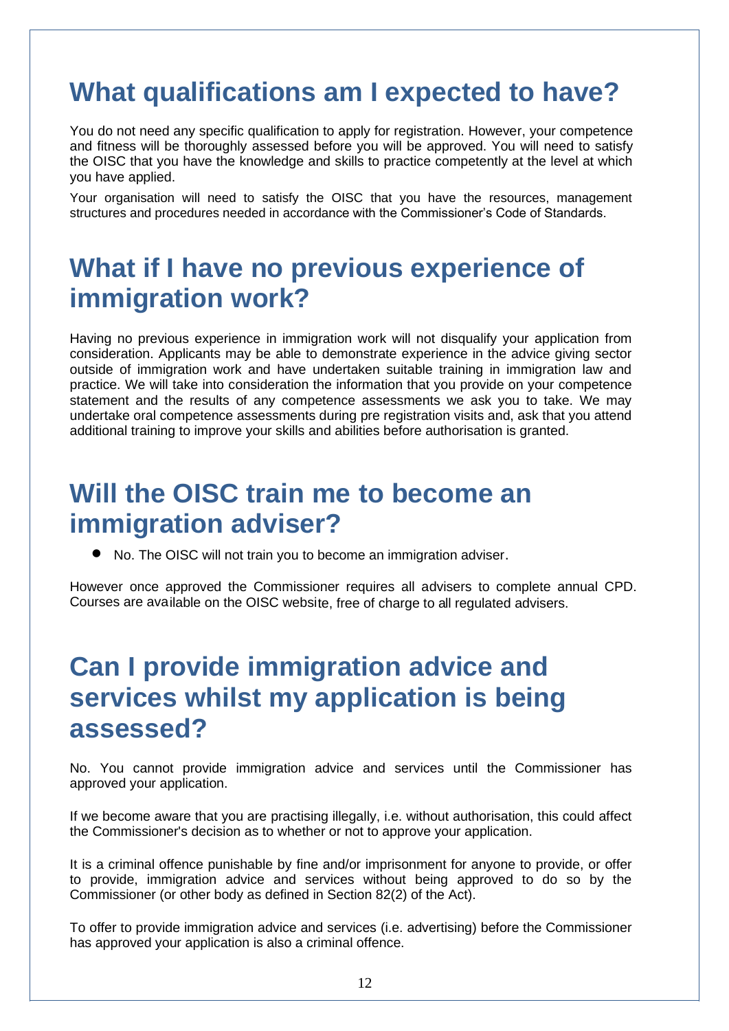# What qualifications am I expected to have?

You do not need any specific qualification to apply for registration. However, your competence and fitness will be thoroughly assessed before you will be approved. You will need to satisfy the OISC that you have the knowledge and skills to practice competently at the level at which you have applied.

Your organisation will need to satisfy the OISC that you have the resources, management structures and procedures needed in accordance with the Commissioner's Code of Standards.

# What if I have no previous experience of immigration work?

Having no previous experience in immigration work will not disqualify your application from consideration. Applicants may be able to demonstrate experience in the advice giving sector outside of immigration work and have undertaken suitable training in immigration law and practice. We will take into consideration the information that you provide on your competence statement and the results of any competence assessments we ask you to take. We may undertake oral competence assessments during pre registration visits and, ask that you attend additional training to improve your skills and abilities before authorisation is granted.

# Will the OISC train me to become an immigration adviser?

- No. The OISC will not train you to become an immigration adviser.

However once approved the Commissioner requires all advisers to complete annual CPD. Courses are available on the OISC website, free of charge to all regulated advisers.

# Can I provide immigration advice and services whilst my application is being assessed?

No. You cannot provide immigration advice and services until the Commissioner has approved your application.

If we become aware that you are practising illegally, i.e. without authorisation, this could affect the Commissioner's decision as to whether or not to approve your application.

It is a criminal offence punishable by fine and/or imprisonment for anyone to provide, or offer to provide, immigration advice and services without being approved to do so by the Commissioner (or other body as defined in Section 82(2) of the Act).

To offer to provide immigration advice and services (i.e. advertising) before the Commissioner has approved your application is also a criminal offence.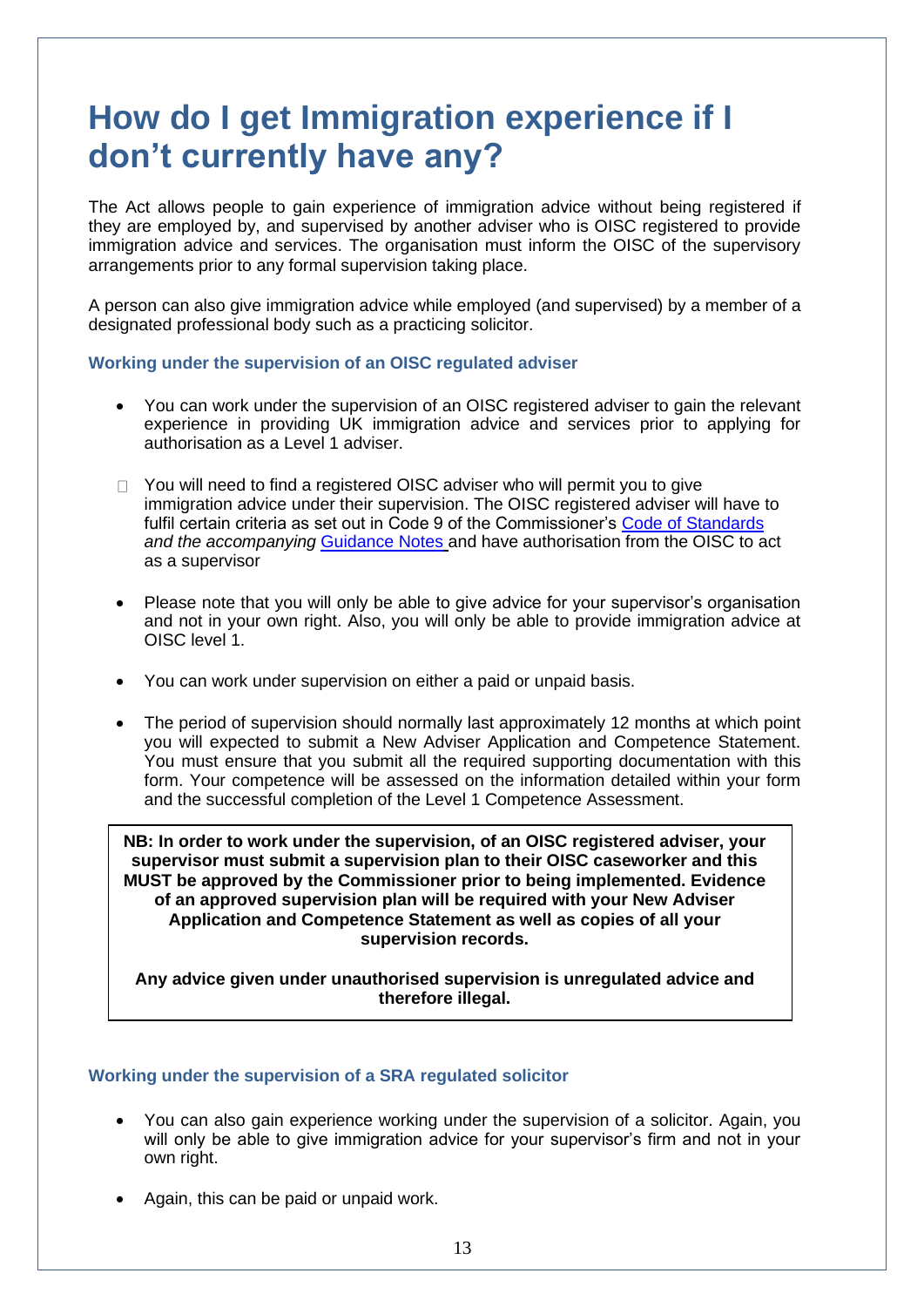# How do I get Immigration experience if I don't currently have any?

The Act allows people to gain experience of immigration advice without being registered if they are employed by, and supervised by another adviser who is OISC registered to provide immigration advice and services. The organisation must inform the OISC of the supervisory arrangements prior to any formal supervision taking place.

A person can also give immigration advice while employed (and supervised) by a member of a designated professional body such as a practicing solicitor.

### Working under the supervision of an OISC regulated adviser

- You can work under the supervision of an OISC registered adviser to gain the relevant experience in providing UK immigration advice and services prior to applying for authorisation as a Level 1 adviser.
- You will need to find a registered OISC adviser who will permit you to give immigration advice under their supervision. The OISC registered adviser will have to fulfil certain criteria as set out in Code 9 of the Commissioner's Code of Standards *and the accompanying* Guidance Notes and have authorisation from the OISC to act as a supervisor
- Please note that you will only be able to give advice for your supervisor's organisation and not in your own right. Also, you will only be able to provide immigration advice at OISC level 1.
- You can work under supervision on either a paid or unpaid basis.
- The period of supervision should normally last approximately 12 months at which point you will expected to submit a New Adviser Application and Competence Statement. You must ensure that you submit all the required supporting documentation with this form. Your competence will be assessed on the information detailed within your form and the successful completion of the Level 1 Competence Assessment.

> **NB: In order to work under the supervision, of an OISC registered adviser, your supervisor must submit a supervision plan to their OISC caseworker and this MUST be approved by the Commissioner prior to being implemented. Evidence of an approved supervision plan will be required with your New Adviser Application and Competence Statement as well as copies of all your supervision records.**
>
> **Any advice given under unauthorised supervision is unregulated advice and therefore illegal.**

### Working under the supervision of a SRA regulated solicitor

- You can also gain experience working under the supervision of a solicitor. Again, you will only be able to give immigration advice for your supervisor's firm and not in your own right.
- Again, this can be paid or unpaid work.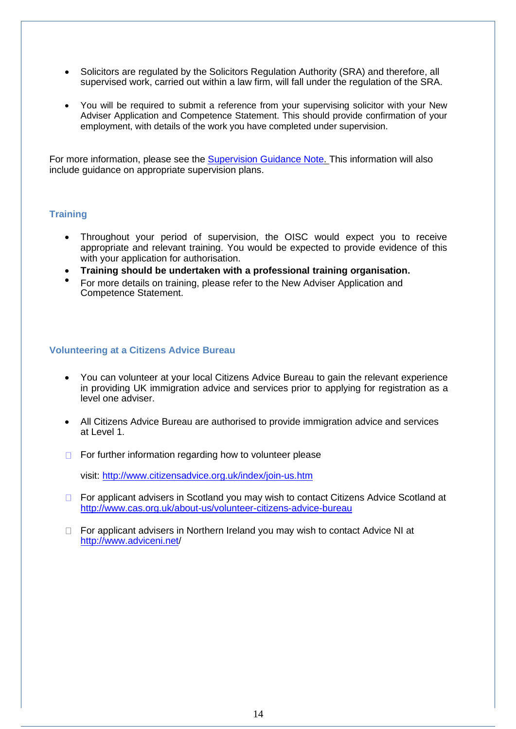- Solicitors are regulated by the Solicitors Regulation Authority (SRA) and therefore, all supervised work, carried out within a law firm, will fall under the regulation of the SRA.

- You will be required to submit a reference from your supervising solicitor with your New Adviser Application and Competence Statement. This should provide confirmation of your employment, with details of the work you have completed under supervision.

For more information, please see the [Supervision Guidance Note.](#) This information will also include guidance on appropriate supervision plans.

### Training

- Throughout your period of supervision, the OISC would expect you to receive appropriate and relevant training. You would be expected to provide evidence of this with your application for authorisation.
- **Training should be undertaken with a professional training organisation.**
- For more details on training, please refer to the New Adviser Application and Competence Statement.

### Volunteering at a Citizens Advice Bureau

- You can volunteer at your local Citizens Advice Bureau to gain the relevant experience in providing UK immigration advice and services prior to applying for registration as a level one adviser.

- All Citizens Advice Bureau are authorised to provide immigration advice and services at Level 1.

- For further information regarding how to volunteer please

  visit: http://www.citizensadvice.org.uk/index/join-us.htm

- For applicant advisers in Scotland you may wish to contact Citizens Advice Scotland at http://www.cas.org.uk/about-us/volunteer-citizens-advice-bureau

- For applicant advisers in Northern Ireland you may wish to contact Advice NI at http://www.adviceni.net/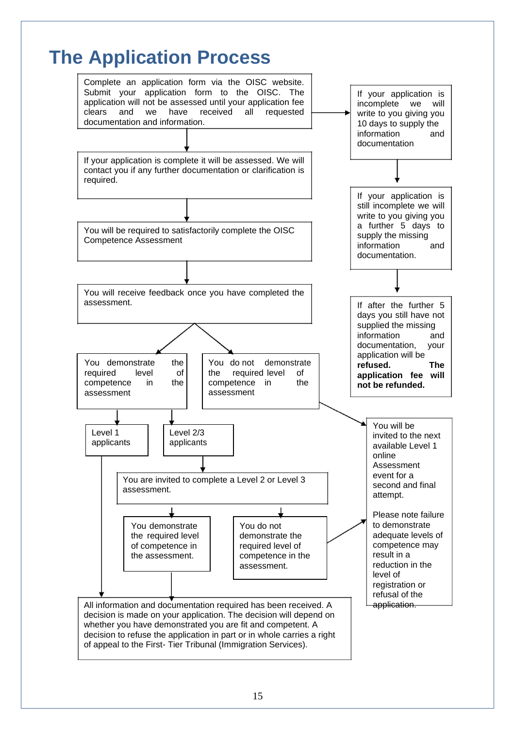# The Application Process

Complete an application form via the OISC website. Submit your application form to the OISC. The application will not be assessed until your application fee clears and we have received all requested documentation and information.

If your application is incomplete we will write to you giving you 10 days to supply the information and documentation

If your application is still incomplete we will write to you giving you a further 5 days to supply the missing information and documentation.

If after the further 5 days you still have not supplied the missing information and documentation, your application will be **refused. The application fee will not be refunded.**

If your application is complete it will be assessed. We will contact you if any further documentation or clarification is required.

You will be required to satisfactorily complete the OISC Competence Assessment

You will receive feedback once you have completed the assessment.

You demonstrate the required level of competence in the assessment

- Level 1 applicants
- Level 2/3 applicants

You do not demonstrate the required level of competence in the assessment

You will be invited to the next available Level 1 online Assessment event for a second and final attempt.

Please note failure to demonstrate adequate levels of competence may result in a reduction in the level of registration or refusal of the application.

You are invited to complete a Level 2 or Level 3 assessment.

You demonstrate the required level of competence in the assessment.

You do not demonstrate the required level of competence in the assessment.

All information and documentation required has been received. A decision is made on your application. The decision will depend on whether you have demonstrated you are fit and competent. A decision to refuse the application in part or in whole carries a right of appeal to the First- Tier Tribunal (Immigration Services).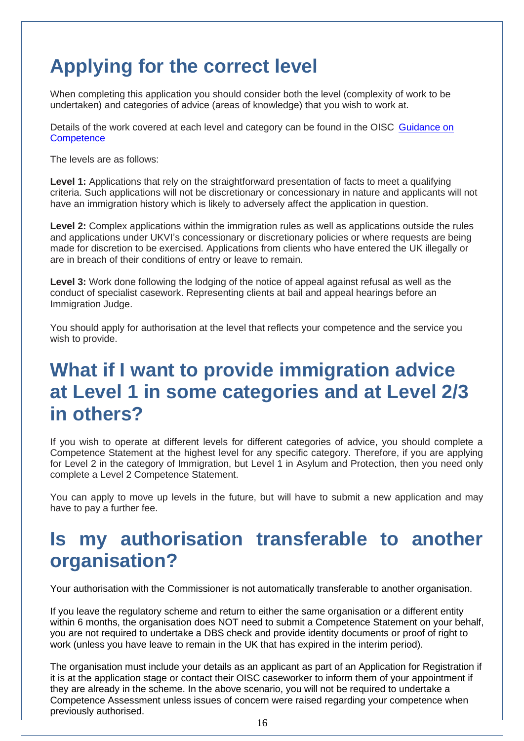# Applying for the correct level

When completing this application you should consider both the level (complexity of work to be undertaken) and categories of advice (areas of knowledge) that you wish to work at.

Details of the work covered at each level and category can be found in the OISC [Guidance on Competence](#)

The levels are as follows:

**Level 1:** Applications that rely on the straightforward presentation of facts to meet a qualifying criteria. Such applications will not be discretionary or concessionary in nature and applicants will not have an immigration history which is likely to adversely affect the application in question.

**Level 2:** Complex applications within the immigration rules as well as applications outside the rules and applications under UKVI's concessionary or discretionary policies or where requests are being made for discretion to be exercised. Applications from clients who have entered the UK illegally or are in breach of their conditions of entry or leave to remain.

**Level 3:** Work done following the lodging of the notice of appeal against refusal as well as the conduct of specialist casework. Representing clients at bail and appeal hearings before an Immigration Judge.

You should apply for authorisation at the level that reflects your competence and the service you wish to provide.

# What if I want to provide immigration advice at Level 1 in some categories and at Level 2/3 in others?

If you wish to operate at different levels for different categories of advice, you should complete a Competence Statement at the highest level for any specific category. Therefore, if you are applying for Level 2 in the category of Immigration, but Level 1 in Asylum and Protection, then you need only complete a Level 2 Competence Statement.

You can apply to move up levels in the future, but will have to submit a new application and may have to pay a further fee.

# Is my authorisation transferable to another organisation?

Your authorisation with the Commissioner is not automatically transferable to another organisation.

If you leave the regulatory scheme and return to either the same organisation or a different entity within 6 months, the organisation does NOT need to submit a Competence Statement on your behalf, you are not required to undertake a DBS check and provide identity documents or proof of right to work (unless you have leave to remain in the UK that has expired in the interim period).

The organisation must include your details as an applicant as part of an Application for Registration if it is at the application stage or contact their OISC caseworker to inform them of your appointment if they are already in the scheme. In the above scenario, you will not be required to undertake a Competence Assessment unless issues of concern were raised regarding your competence when previously authorised.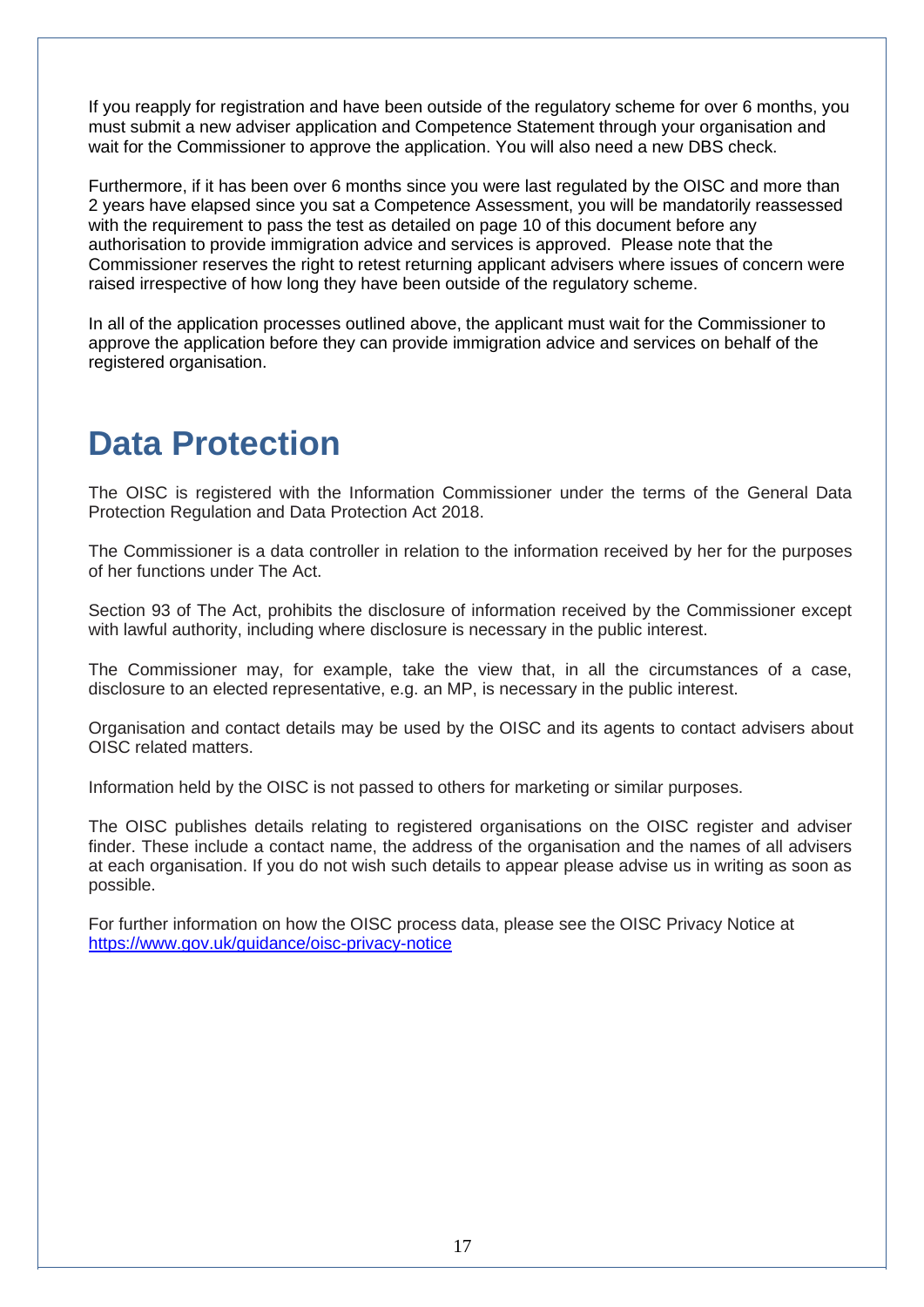If you reapply for registration and have been outside of the regulatory scheme for over 6 months, you must submit a new adviser application and Competence Statement through your organisation and wait for the Commissioner to approve the application. You will also need a new DBS check.

Furthermore, if it has been over 6 months since you were last regulated by the OISC and more than 2 years have elapsed since you sat a Competence Assessment, you will be mandatorily reassessed with the requirement to pass the test as detailed on page 10 of this document before any authorisation to provide immigration advice and services is approved. Please note that the Commissioner reserves the right to retest returning applicant advisers where issues of concern were raised irrespective of how long they have been outside of the regulatory scheme.

In all of the application processes outlined above, the applicant must wait for the Commissioner to approve the application before they can provide immigration advice and services on behalf of the registered organisation.

# Data Protection

The OISC is registered with the Information Commissioner under the terms of the General Data Protection Regulation and Data Protection Act 2018.

The Commissioner is a data controller in relation to the information received by her for the purposes of her functions under The Act.

Section 93 of The Act, prohibits the disclosure of information received by the Commissioner except with lawful authority, including where disclosure is necessary in the public interest.

The Commissioner may, for example, take the view that, in all the circumstances of a case, disclosure to an elected representative, e.g. an MP, is necessary in the public interest.

Organisation and contact details may be used by the OISC and its agents to contact advisers about OISC related matters.

Information held by the OISC is not passed to others for marketing or similar purposes.

The OISC publishes details relating to registered organisations on the OISC register and adviser finder. These include a contact name, the address of the organisation and the names of all advisers at each organisation. If you do not wish such details to appear please advise us in writing as soon as possible.

For further information on how the OISC process data, please see the OISC Privacy Notice at https://www.gov.uk/guidance/oisc-privacy-notice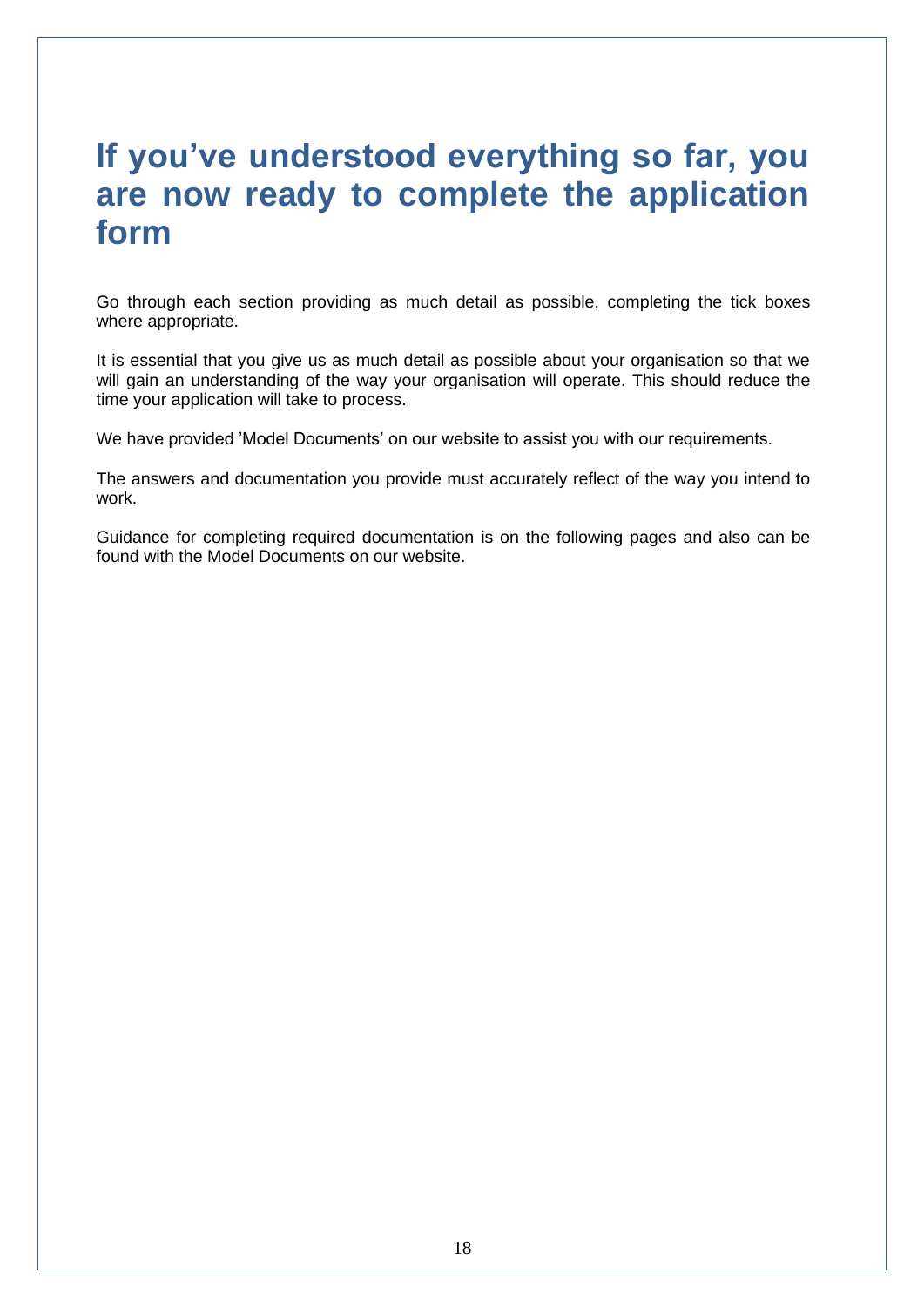# If you've understood everything so far, you are now ready to complete the application form

Go through each section providing as much detail as possible, completing the tick boxes where appropriate.

It is essential that you give us as much detail as possible about your organisation so that we will gain an understanding of the way your organisation will operate. This should reduce the time your application will take to process.

We have provided 'Model Documents' on our website to assist you with our requirements.

The answers and documentation you provide must accurately reflect of the way you intend to work.

Guidance for completing required documentation is on the following pages and also can be found with the Model Documents on our website.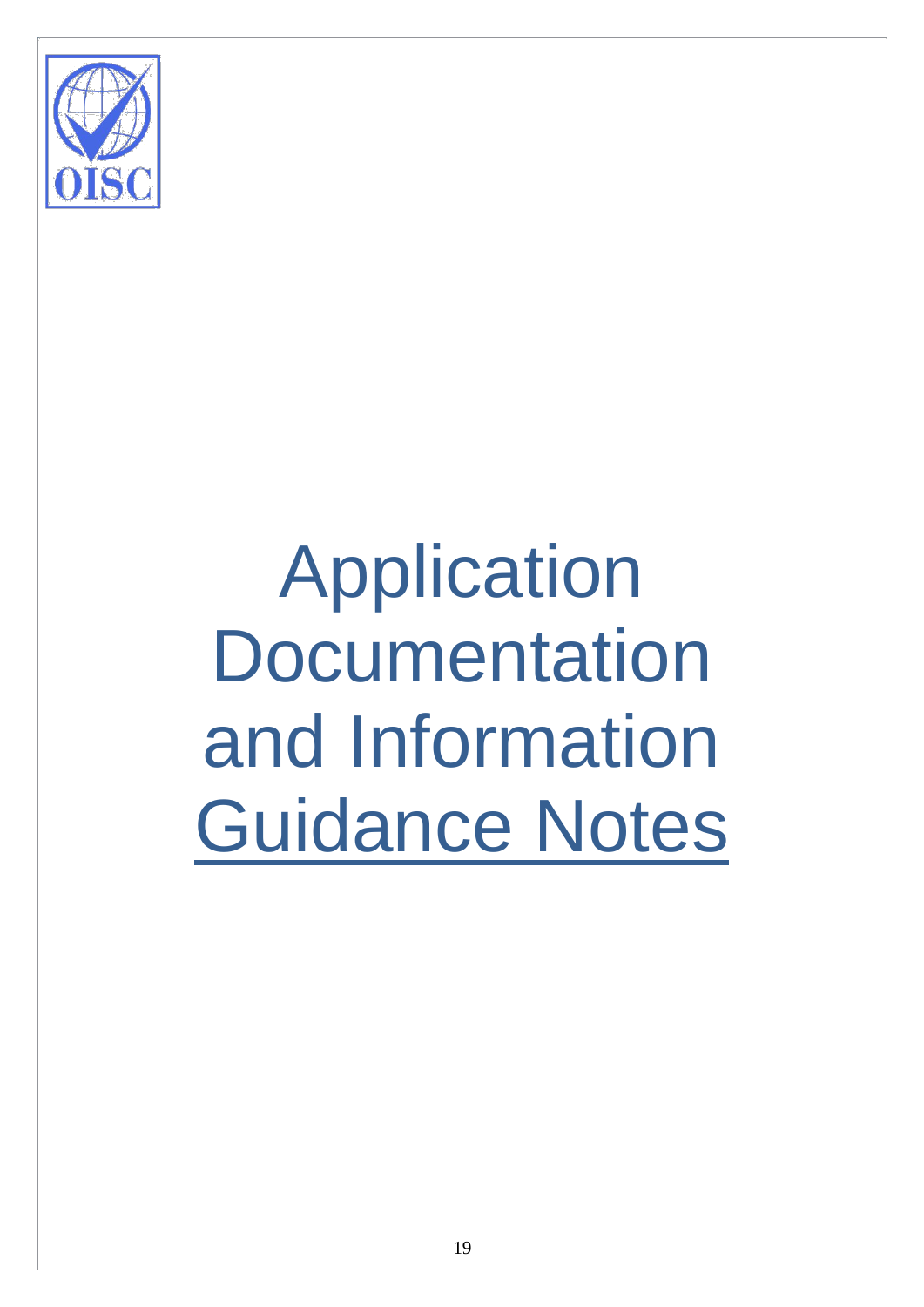# Application Documentation and Information Guidance Notes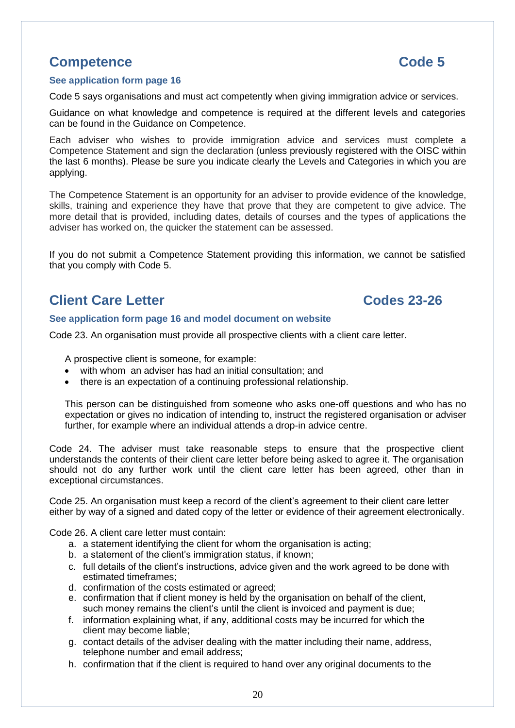## Competence — Code 5

**See application form page 16**

Code 5 says organisations and must act competently when giving immigration advice or services.

Guidance on what knowledge and competence is required at the different levels and categories can be found in the Guidance on Competence.

Each adviser who wishes to provide immigration advice and services must complete a Competence Statement and sign the declaration (unless previously registered with the OISC within the last 6 months). Please be sure you indicate clearly the Levels and Categories in which you are applying.

The Competence Statement is an opportunity for an adviser to provide evidence of the knowledge, skills, training and experience they have that prove that they are competent to give advice. The more detail that is provided, including dates, details of courses and the types of applications the adviser has worked on, the quicker the statement can be assessed.

If you do not submit a Competence Statement providing this information, we cannot be satisfied that you comply with Code 5.

## Client Care Letter — Codes 23-26

**See application form page 16 and model document on website**

Code 23. An organisation must provide all prospective clients with a client care letter.

A prospective client is someone, for example:

- with whom an adviser has had an initial consultation; and
- there is an expectation of a continuing professional relationship.

This person can be distinguished from someone who asks one-off questions and who has no expectation or gives no indication of intending to, instruct the registered organisation or adviser further, for example where an individual attends a drop-in advice centre.

Code 24. The adviser must take reasonable steps to ensure that the prospective client understands the contents of their client care letter before being asked to agree it. The organisation should not do any further work until the client care letter has been agreed, other than in exceptional circumstances.

Code 25. An organisation must keep a record of the client's agreement to their client care letter either by way of a signed and dated copy of the letter or evidence of their agreement electronically.

Code 26. A client care letter must contain:

a. a statement identifying the client for whom the organisation is acting;
b. a statement of the client's immigration status, if known;
c. full details of the client's instructions, advice given and the work agreed to be done with estimated timeframes;
d. confirmation of the costs estimated or agreed;
e. confirmation that if client money is held by the organisation on behalf of the client, such money remains the client's until the client is invoiced and payment is due;
f. information explaining what, if any, additional costs may be incurred for which the client may become liable;
g. contact details of the adviser dealing with the matter including their name, address, telephone number and email address;
h. confirmation that if the client is required to hand over any original documents to the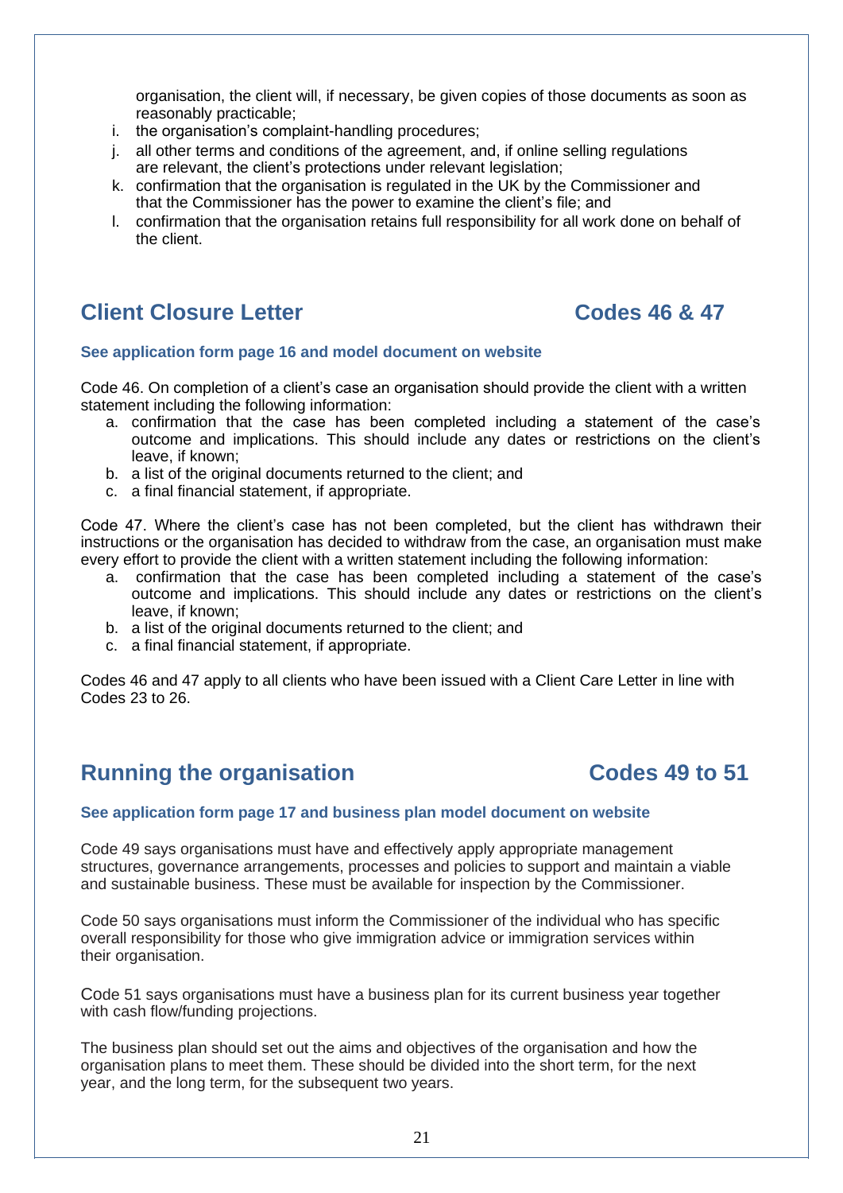organisation, the client will, if necessary, be given copies of those documents as soon as reasonably practicable;

i. the organisation's complaint-handling procedures;
j. all other terms and conditions of the agreement, and, if online selling regulations are relevant, the client's protections under relevant legislation;
k. confirmation that the organisation is regulated in the UK by the Commissioner and that the Commissioner has the power to examine the client's file; and
l. confirmation that the organisation retains full responsibility for all work done on behalf of the client.

## Client Closure Letter — Codes 46 & 47

**See application form page 16 and model document on website**

Code 46. On completion of a client's case an organisation should provide the client with a written statement including the following information:

a. confirmation that the case has been completed including a statement of the case's outcome and implications. This should include any dates or restrictions on the client's leave, if known;
b. a list of the original documents returned to the client; and
c. a final financial statement, if appropriate.

Code 47. Where the client's case has not been completed, but the client has withdrawn their instructions or the organisation has decided to withdraw from the case, an organisation must make every effort to provide the client with a written statement including the following information:

a. confirmation that the case has been completed including a statement of the case's outcome and implications. This should include any dates or restrictions on the client's leave, if known;
b. a list of the original documents returned to the client; and
c. a final financial statement, if appropriate.

Codes 46 and 47 apply to all clients who have been issued with a Client Care Letter in line with Codes 23 to 26.

## Running the organisation — Codes 49 to 51

**See application form page 17 and business plan model document on website**

Code 49 says organisations must have and effectively apply appropriate management structures, governance arrangements, processes and policies to support and maintain a viable and sustainable business. These must be available for inspection by the Commissioner.

Code 50 says organisations must inform the Commissioner of the individual who has specific overall responsibility for those who give immigration advice or immigration services within their organisation.

Code 51 says organisations must have a business plan for its current business year together with cash flow/funding projections.

The business plan should set out the aims and objectives of the organisation and how the organisation plans to meet them. These should be divided into the short term, for the next year, and the long term, for the subsequent two years.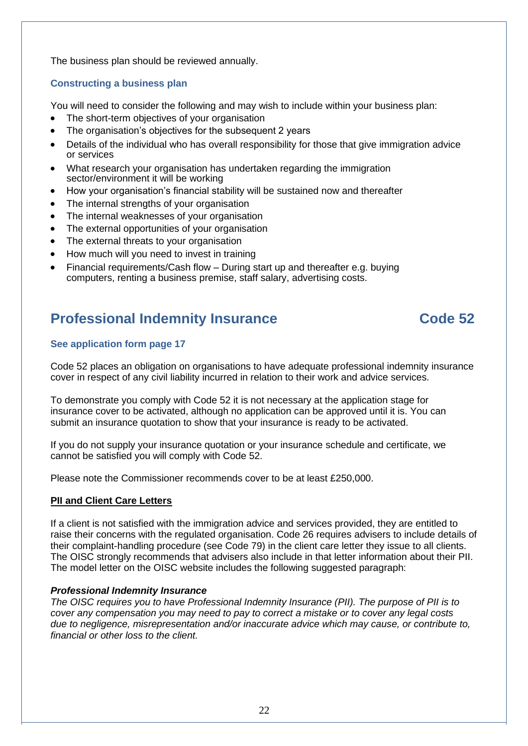The business plan should be reviewed annually.

### Constructing a business plan

You will need to consider the following and may wish to include within your business plan:

- The short-term objectives of your organisation
- The organisation's objectives for the subsequent 2 years
- Details of the individual who has overall responsibility for those that give immigration advice or services
- What research your organisation has undertaken regarding the immigration sector/environment it will be working
- How your organisation's financial stability will be sustained now and thereafter
- The internal strengths of your organisation
- The internal weaknesses of your organisation
- The external opportunities of your organisation
- The external threats to your organisation
- How much will you need to invest in training
- Financial requirements/Cash flow – During start up and thereafter e.g. buying computers, renting a business premise, staff salary, advertising costs.

## Professional Indemnity Insurance — Code 52

### See application form page 17

Code 52 places an obligation on organisations to have adequate professional indemnity insurance cover in respect of any civil liability incurred in relation to their work and advice services.

To demonstrate you comply with Code 52 it is not necessary at the application stage for insurance cover to be activated, although no application can be approved until it is. You can submit an insurance quotation to show that your insurance is ready to be activated.

If you do not supply your insurance quotation or your insurance schedule and certificate, we cannot be satisfied you will comply with Code 52.

Please note the Commissioner recommends cover to be at least £250,000.

**PII and Client Care Letters**

If a client is not satisfied with the immigration advice and services provided, they are entitled to raise their concerns with the regulated organisation. Code 26 requires advisers to include details of their complaint-handling procedure (see Code 79) in the client care letter they issue to all clients. The OISC strongly recommends that advisers also include in that letter information about their PII. The model letter on the OISC website includes the following suggested paragraph:

***Professional Indemnity Insurance***

*The OISC requires you to have Professional Indemnity Insurance (PII). The purpose of PII is to cover any compensation you may need to pay to correct a mistake or to cover any legal costs due to negligence, misrepresentation and/or inaccurate advice which may cause, or contribute to, financial or other loss to the client.*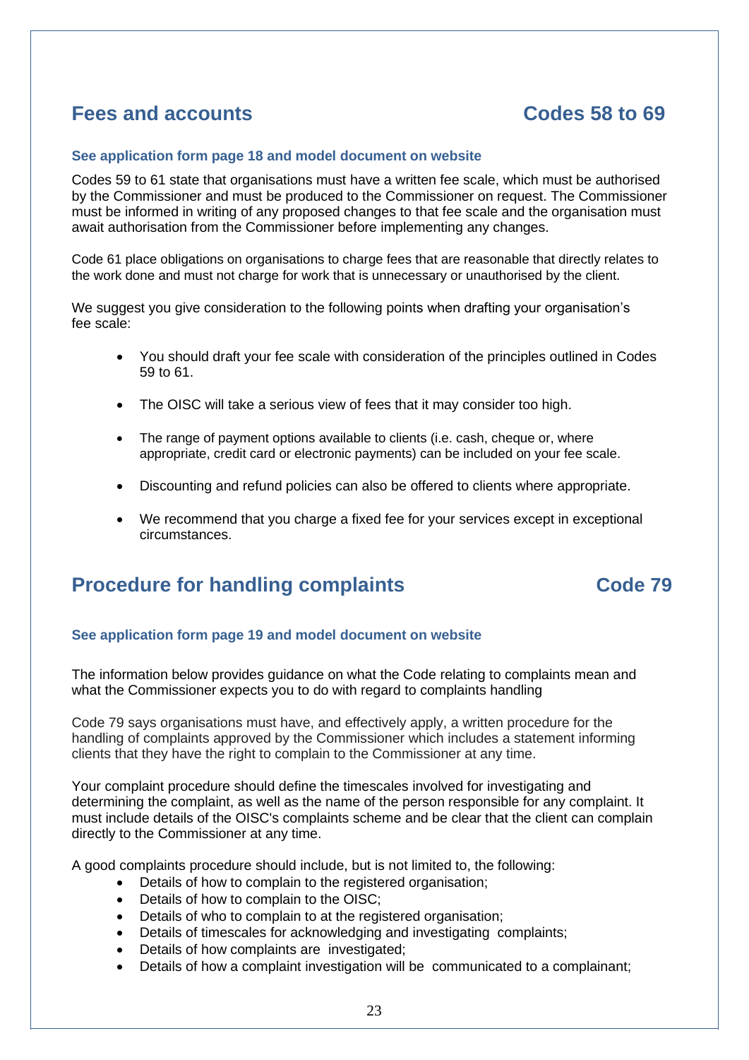## Fees and accounts Codes 58 to 69

### See application form page 18 and model document on website

Codes 59 to 61 state that organisations must have a written fee scale, which must be authorised by the Commissioner and must be produced to the Commissioner on request. The Commissioner must be informed in writing of any proposed changes to that fee scale and the organisation must await authorisation from the Commissioner before implementing any changes.

Code 61 place obligations on organisations to charge fees that are reasonable that directly relates to the work done and must not charge for work that is unnecessary or unauthorised by the client.

We suggest you give consideration to the following points when drafting your organisation's fee scale:

- You should draft your fee scale with consideration of the principles outlined in Codes 59 to 61.
- The OISC will take a serious view of fees that it may consider too high.
- The range of payment options available to clients (i.e. cash, cheque or, where appropriate, credit card or electronic payments) can be included on your fee scale.
- Discounting and refund policies can also be offered to clients where appropriate.
- We recommend that you charge a fixed fee for your services except in exceptional circumstances.

## Procedure for handling complaints Code 79

### See application form page 19 and model document on website

The information below provides guidance on what the Code relating to complaints mean and what the Commissioner expects you to do with regard to complaints handling

Code 79 says organisations must have, and effectively apply, a written procedure for the handling of complaints approved by the Commissioner which includes a statement informing clients that they have the right to complain to the Commissioner at any time.

Your complaint procedure should define the timescales involved for investigating and determining the complaint, as well as the name of the person responsible for any complaint. It must include details of the OISC's complaints scheme and be clear that the client can complain directly to the Commissioner at any time.

A good complaints procedure should include, but is not limited to, the following:

- Details of how to complain to the registered organisation;
- Details of how to complain to the OISC;
- Details of who to complain to at the registered organisation;
- Details of timescales for acknowledging and investigating complaints;
- Details of how complaints are investigated;
- Details of how a complaint investigation will be communicated to a complainant;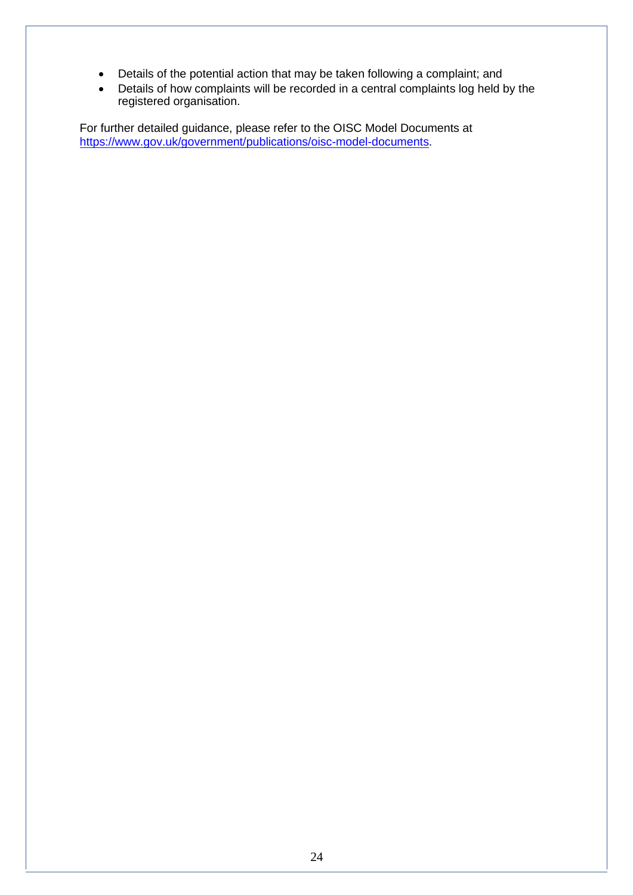- Details of the potential action that may be taken following a complaint; and
- Details of how complaints will be recorded in a central complaints log held by the registered organisation.

For further detailed guidance, please refer to the OISC Model Documents at [https://www.gov.uk/government/publications/oisc-model-documents](https://www.gov.uk/government/publications/oisc-model-documents).